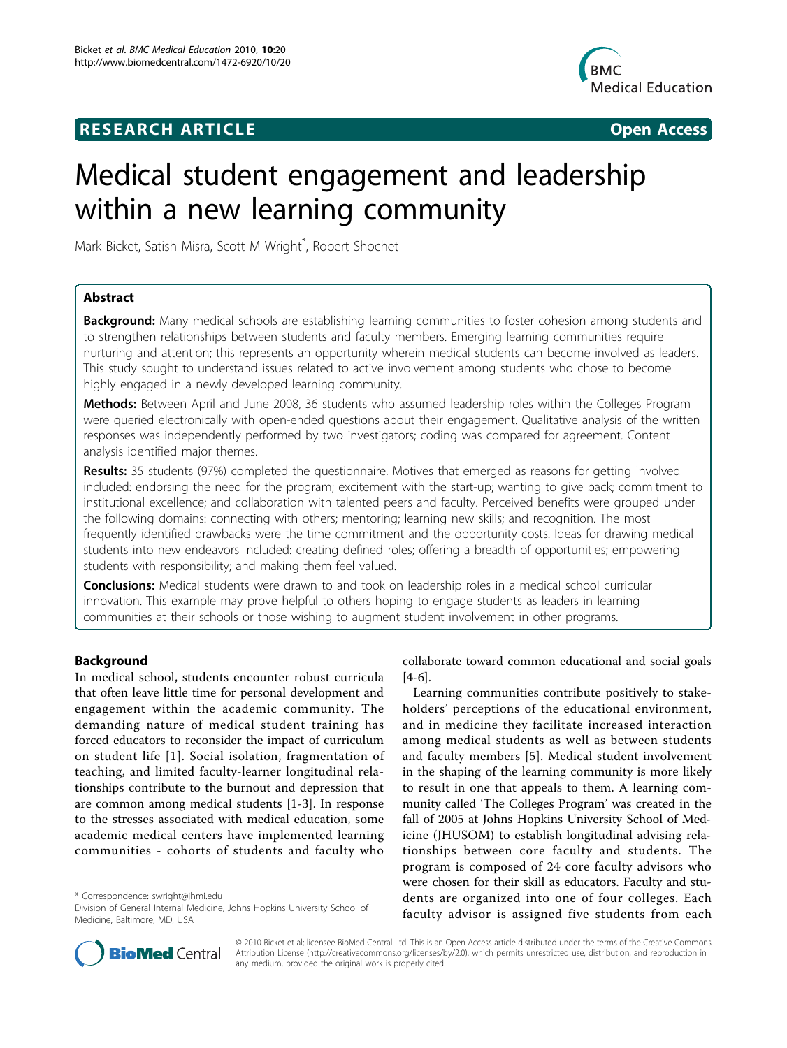**RESEARCH ARTICLE** **Open Access**

# Medical student engagement and leadership within a new learning community

Mark Bicket, Satish Misra, Scott M Wright*, Robert Shochet

## Abstract

**Background:** Many medical schools are establishing learning communities to foster cohesion among students and to strengthen relationships between students and faculty members. Emerging learning communities require nurturing and attention; this represents an opportunity wherein medical students can become involved as leaders. This study sought to understand issues related to active involvement among students who chose to become highly engaged in a newly developed learning community.

**Methods:** Between April and June 2008, 36 students who assumed leadership roles within the Colleges Program were queried electronically with open-ended questions about their engagement. Qualitative analysis of the written responses was independently performed by two investigators; coding was compared for agreement. Content analysis identified major themes.

**Results:** 35 students (97%) completed the questionnaire. Motives that emerged as reasons for getting involved included: endorsing the need for the program; excitement with the start-up; wanting to give back; commitment to institutional excellence; and collaboration with talented peers and faculty. Perceived benefits were grouped under the following domains: connecting with others; mentoring; learning new skills; and recognition. The most frequently identified drawbacks were the time commitment and the opportunity costs. Ideas for drawing medical students into new endeavors included: creating defined roles; offering a breadth of opportunities; empowering students with responsibility; and making them feel valued.

**Conclusions:** Medical students were drawn to and took on leadership roles in a medical school curricular innovation. This example may prove helpful to others hoping to engage students as leaders in learning communities at their schools or those wishing to augment student involvement in other programs.

## Background

In medical school, students encounter robust curricula that often leave little time for personal development and engagement within the academic community. The demanding nature of medical student training has forced educators to reconsider the impact of curriculum on student life [1]. Social isolation, fragmentation of teaching, and limited faculty-learner longitudinal relationships contribute to the burnout and depression that are common among medical students [1-3]. In response to the stresses associated with medical education, some academic medical centers have implemented learning communities - cohorts of students and faculty who collaborate toward common educational and social goals [4-6].

Learning communities contribute positively to stakeholders' perceptions of the educational environment, and in medicine they facilitate increased interaction among medical students as well as between students and faculty members [5]. Medical student involvement in the shaping of the learning community is more likely to result in one that appeals to them. A learning community called 'The Colleges Program' was created in the fall of 2005 at Johns Hopkins University School of Medicine (JHUSOM) to establish longitudinal advising relationships between core faculty and students. The program is composed of 24 core faculty advisors who were chosen for their skill as educators. Faculty and students are organized into one of four colleges. Each faculty advisor is assigned five students from each

\* Correspondence: swright@jhmi.edu
Division of General Internal Medicine, Johns Hopkins University School of Medicine, Baltimore, MD, USA

© 2010 Bicket et al; licensee BioMed Central Ltd. This is an Open Access article distributed under the terms of the Creative Commons Attribution License (http://creativecommons.org/licenses/by/2.0), which permits unrestricted use, distribution, and reproduction in any medium, provided the original work is properly cited.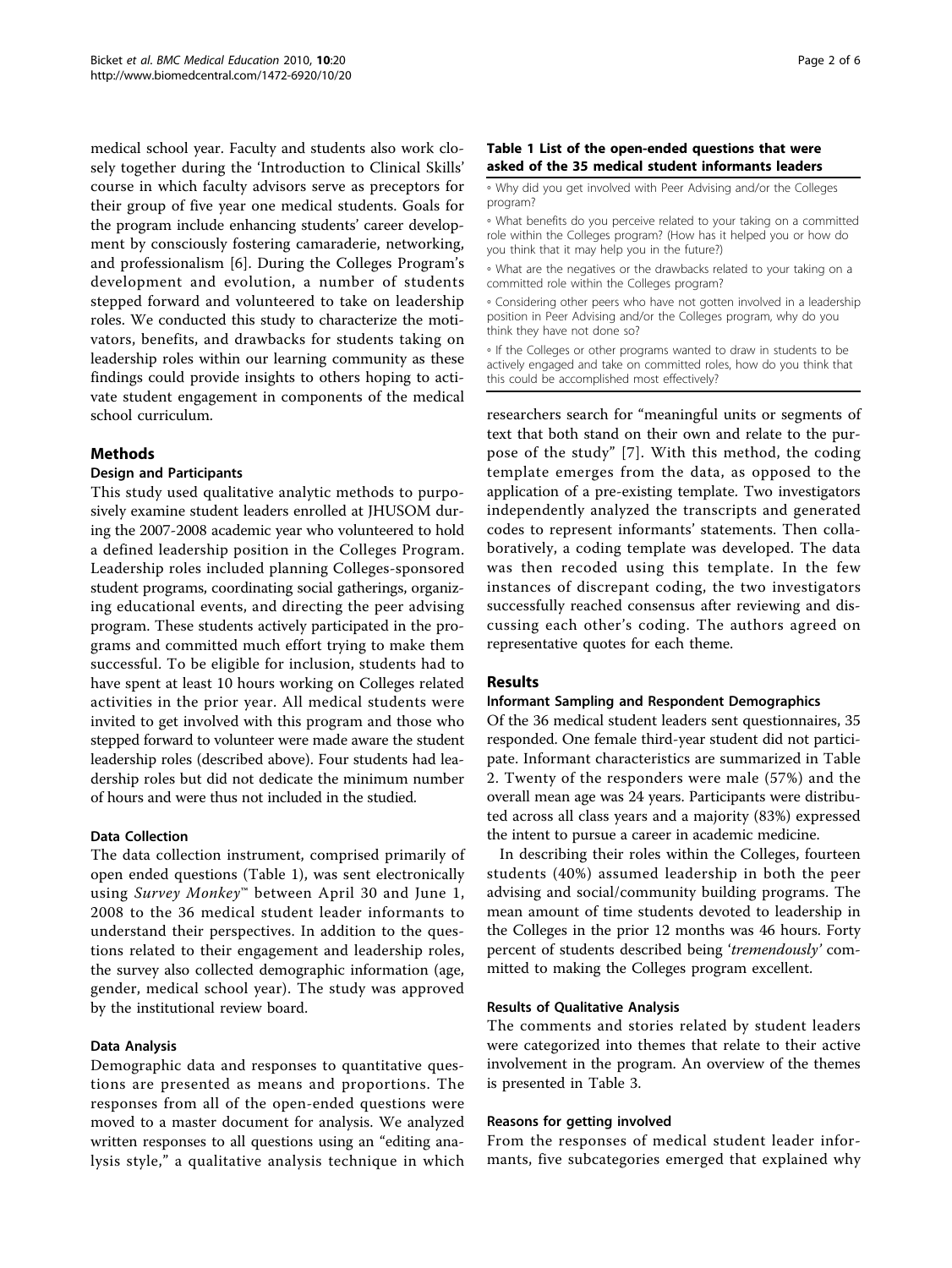medical school year. Faculty and students also work closely together during the 'Introduction to Clinical Skills' course in which faculty advisors serve as preceptors for their group of five year one medical students. Goals for the program include enhancing students' career development by consciously fostering camaraderie, networking, and professionalism [6]. During the Colleges Program's development and evolution, a number of students stepped forward and volunteered to take on leadership roles. We conducted this study to characterize the motivators, benefits, and drawbacks for students taking on leadership roles within our learning community as these findings could provide insights to others hoping to activate student engagement in components of the medical school curriculum.

## Methods

### Design and Participants

This study used qualitative analytic methods to purposively examine student leaders enrolled at JHUSOM during the 2007-2008 academic year who volunteered to hold a defined leadership position in the Colleges Program. Leadership roles included planning Colleges-sponsored student programs, coordinating social gatherings, organizing educational events, and directing the peer advising program. These students actively participated in the programs and committed much effort trying to make them successful. To be eligible for inclusion, students had to have spent at least 10 hours working on Colleges related activities in the prior year. All medical students were invited to get involved with this program and those who stepped forward to volunteer were made aware the student leadership roles (described above). Four students had leadership roles but did not dedicate the minimum number of hours and were thus not included in the studied.

### Data Collection

The data collection instrument, comprised primarily of open ended questions (Table 1), was sent electronically using *Survey Monkey*™ between April 30 and June 1, 2008 to the 36 medical student leader informants to understand their perspectives. In addition to the questions related to their engagement and leadership roles, the survey also collected demographic information (age, gender, medical school year). The study was approved by the institutional review board.

### Data Analysis

Demographic data and responses to quantitative questions are presented as means and proportions. The responses from all of the open-ended questions were moved to a master document for analysis. We analyzed written responses to all questions using an "editing analysis style," a qualitative analysis technique in which researchers search for "meaningful units or segments of text that both stand on their own and relate to the purpose of the study" [7]. With this method, the coding template emerges from the data, as opposed to the application of a pre-existing template. Two investigators independently analyzed the transcripts and generated codes to represent informants' statements. Then collaboratively, a coding template was developed. The data was then recoded using this template. In the few instances of discrepant coding, the two investigators successfully reached consensus after reviewing and discussing each other's coding. The authors agreed on representative quotes for each theme.

**Table 1 List of the open-ended questions that were asked of the 35 medical student informants leaders**

- Why did you get involved with Peer Advising and/or the Colleges program?
- What benefits do you perceive related to your taking on a committed role within the Colleges program? (How has it helped you or how do you think that it may help you in the future?)
- What are the negatives or the drawbacks related to your taking on a committed role within the Colleges program?
- Considering other peers who have not gotten involved in a leadership position in Peer Advising and/or the Colleges program, why do you think they have not done so?
- If the Colleges or other programs wanted to draw in students to be actively engaged and take on committed roles, how do you think that this could be accomplished most effectively?

## Results

### Informant Sampling and Respondent Demographics

Of the 36 medical student leaders sent questionnaires, 35 responded. One female third-year student did not participate. Informant characteristics are summarized in Table 2. Twenty of the responders were male (57%) and the overall mean age was 24 years. Participants were distributed across all class years and a majority (83%) expressed the intent to pursue a career in academic medicine.

In describing their roles within the Colleges, fourteen students (40%) assumed leadership in both the peer advising and social/community building programs. The mean amount of time students devoted to leadership in the Colleges in the prior 12 months was 46 hours. Forty percent of students described being '*tremendously*' committed to making the Colleges program excellent.

### Results of Qualitative Analysis

The comments and stories related by student leaders were categorized into themes that relate to their active involvement in the program. An overview of the themes is presented in Table 3.

### Reasons for getting involved

From the responses of medical student leader informants, five subcategories emerged that explained why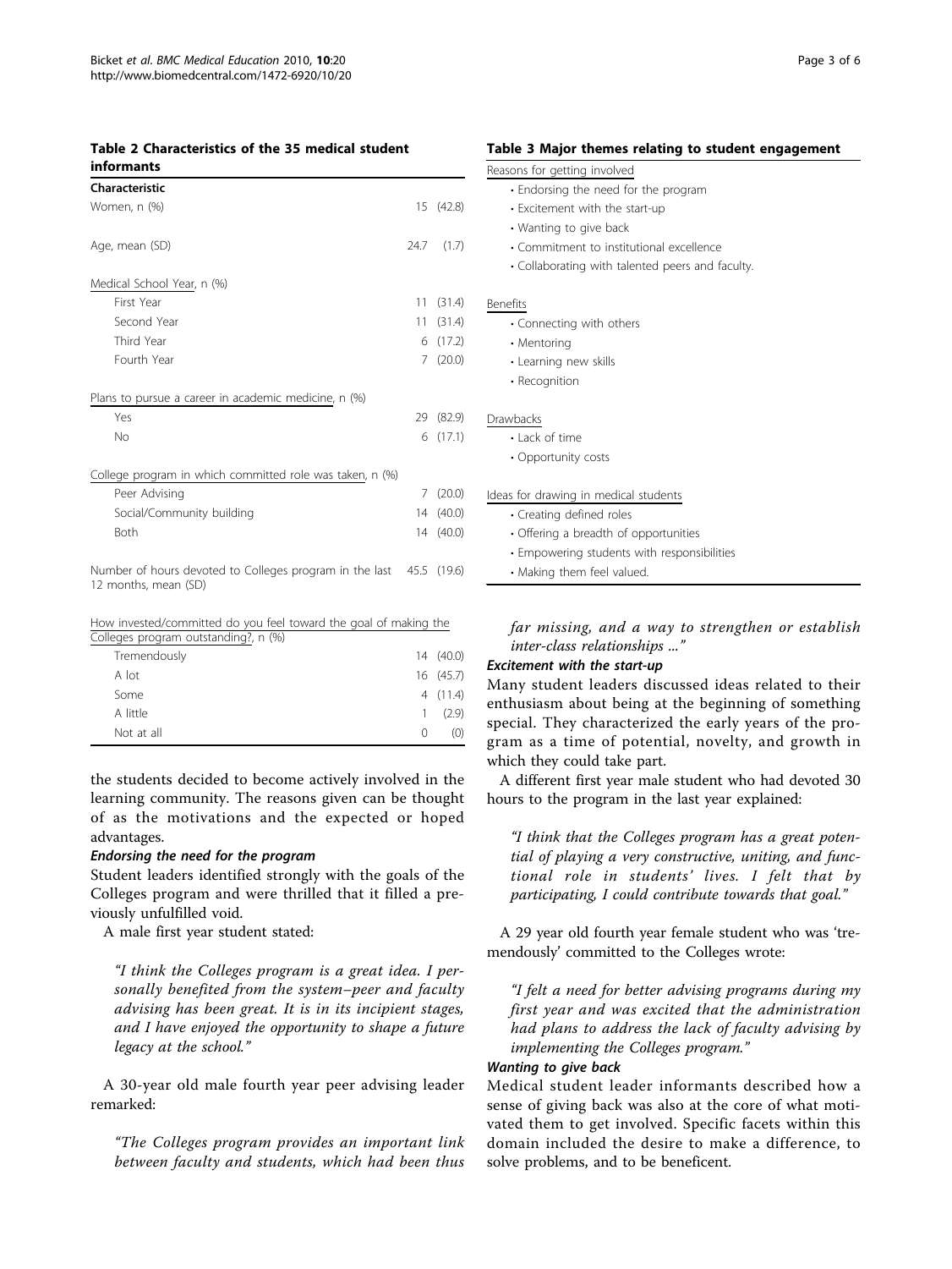**Table 2 Characteristics of the 35 medical student informants**

| Characteristic | | |
|---|---|---|
| Women, n (%) | 15 | (42.8) |
| Age, mean (SD) | 24.7 | (1.7) |
| Medical School Year, n (%) | | |
| First Year | 11 | (31.4) |
| Second Year | 11 | (31.4) |
| Third Year | 6 | (17.2) |
| Fourth Year | 7 | (20.0) |
| Plans to pursue a career in academic medicine, n (%) | | |
| Yes | 29 | (82.9) |
| No | 6 | (17.1) |
| College program in which committed role was taken, n (%) | | |
| Peer Advising | 7 | (20.0) |
| Social/Community building | 14 | (40.0) |
| Both | 14 | (40.0) |
| Number of hours devoted to Colleges program in the last 12 months, mean (SD) | 45.5 | (19.6) |
| How invested/committed do you feel toward the goal of making the Colleges program outstanding?, n (%) | | |
| Tremendously | 14 | (40.0) |
| A lot | 16 | (45.7) |
| Some | 4 | (11.4) |
| A little | 1 | (2.9) |
| Not at all | 0 | (0) |

the students decided to become actively involved in the learning community. The reasons given can be thought of as the motivations and the expected or hoped advantages.

#### Endorsing the need for the program

Student leaders identified strongly with the goals of the Colleges program and were thrilled that it filled a previously unfulfilled void.

A male first year student stated:

> *"I think the Colleges program is a great idea. I personally benefited from the system–peer and faculty advising has been great. It is in its incipient stages, and I have enjoyed the opportunity to shape a future legacy at the school."*

A 30-year old male fourth year peer advising leader remarked:

> *"The Colleges program provides an important link between faculty and students, which had been thus far missing, and a way to strengthen or establish inter-class relationships ..."*

**Table 3 Major themes relating to student engagement**

Reasons for getting involved
- Endorsing the need for the program
- Excitement with the start-up
- Wanting to give back
- Commitment to institutional excellence
- Collaborating with talented peers and faculty.

Benefits
- Connecting with others
- Mentoring
- Learning new skills
- Recognition

Drawbacks
- Lack of time
- Opportunity costs

Ideas for drawing in medical students
- Creating defined roles
- Offering a breadth of opportunities
- Empowering students with responsibilities
- Making them feel valued.

#### Excitement with the start-up

Many student leaders discussed ideas related to their enthusiasm about being at the beginning of something special. They characterized the early years of the program as a time of potential, novelty, and growth in which they could take part.

A different first year male student who had devoted 30 hours to the program in the last year explained:

> *"I think that the Colleges program has a great potential of playing a very constructive, uniting, and functional role in students' lives. I felt that by participating, I could contribute towards that goal."*

A 29 year old fourth year female student who was 'tremendously' committed to the Colleges wrote:

> *"I felt a need for better advising programs during my first year and was excited that the administration had plans to address the lack of faculty advising by implementing the Colleges program."*

#### Wanting to give back

Medical student leader informants described how a sense of giving back was also at the core of what motivated them to get involved. Specific facets within this domain included the desire to make a difference, to solve problems, and to be beneficent.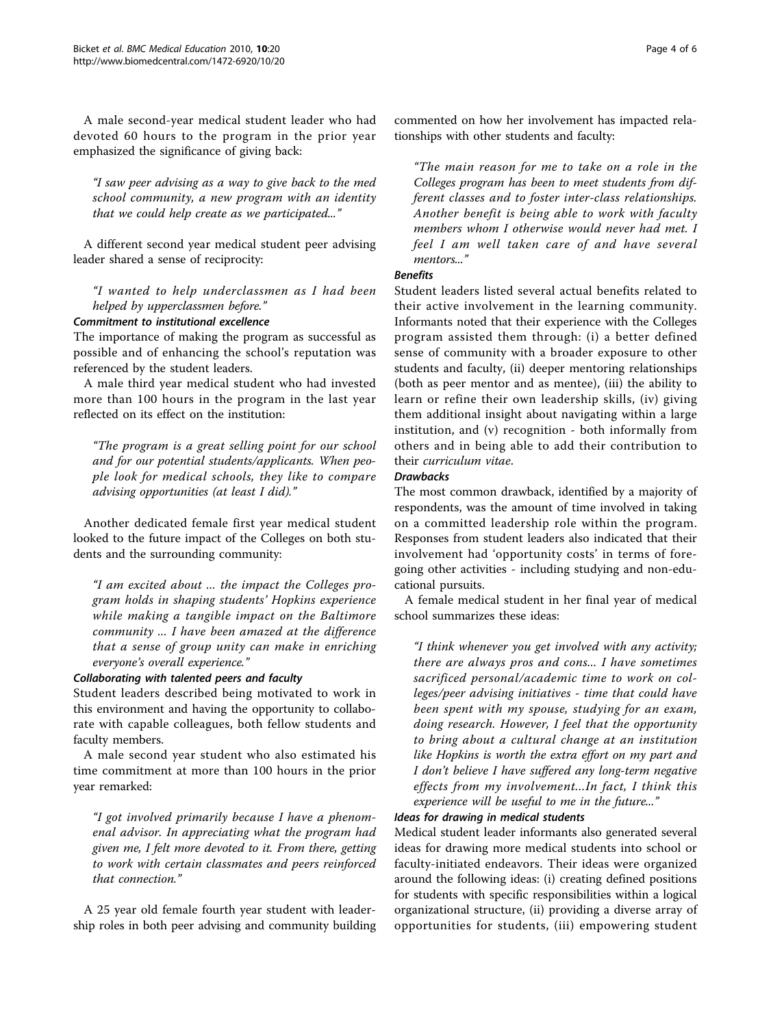A male second-year medical student leader who had devoted 60 hours to the program in the prior year emphasized the significance of giving back:

> "I saw peer advising as a way to give back to the med school community, a new program with an identity that we could help create as we participated..."

A different second year medical student peer advising leader shared a sense of reciprocity:

> "I wanted to help underclassmen as I had been helped by upperclassmen before."

#### *Commitment to institutional excellence*

The importance of making the program as successful as possible and of enhancing the school's reputation was referenced by the student leaders.

A male third year medical student who had invested more than 100 hours in the program in the last year reflected on its effect on the institution:

> "The program is a great selling point for our school and for our potential students/applicants. When people look for medical schools, they like to compare advising opportunities (at least I did)."

Another dedicated female first year medical student looked to the future impact of the Colleges on both students and the surrounding community:

> "I am excited about ... the impact the Colleges program holds in shaping students' Hopkins experience while making a tangible impact on the Baltimore community ... I have been amazed at the difference that a sense of group unity can make in enriching everyone's overall experience."

#### *Collaborating with talented peers and faculty*

Student leaders described being motivated to work in this environment and having the opportunity to collaborate with capable colleagues, both fellow students and faculty members.

A male second year student who also estimated his time commitment at more than 100 hours in the prior year remarked:

> "I got involved primarily because I have a phenomenal advisor. In appreciating what the program had given me, I felt more devoted to it. From there, getting to work with certain classmates and peers reinforced that connection."

A 25 year old female fourth year student with leadership roles in both peer advising and community building commented on how her involvement has impacted relationships with other students and faculty:

> "The main reason for me to take on a role in the Colleges program has been to meet students from different classes and to foster inter-class relationships. Another benefit is being able to work with faculty members whom I otherwise would never had met. I feel I am well taken care of and have several mentors..."

#### *Benefits*

Student leaders listed several actual benefits related to their active involvement in the learning community. Informants noted that their experience with the Colleges program assisted them through: (i) a better defined sense of community with a broader exposure to other students and faculty, (ii) deeper mentoring relationships (both as peer mentor and as mentee), (iii) the ability to learn or refine their own leadership skills, (iv) giving them additional insight about navigating within a large institution, and (v) recognition - both informally from others and in being able to add their contribution to their *curriculum vitae*.

#### *Drawbacks*

The most common drawback, identified by a majority of respondents, was the amount of time involved in taking on a committed leadership role within the program. Responses from student leaders also indicated that their involvement had 'opportunity costs' in terms of foregoing other activities - including studying and non-educational pursuits.

A female medical student in her final year of medical school summarizes these ideas:

> "I think whenever you get involved with any activity; there are always pros and cons... I have sometimes sacrificed personal/academic time to work on colleges/peer advising initiatives - time that could have been spent with my spouse, studying for an exam, doing research. However, I feel that the opportunity to bring about a cultural change at an institution like Hopkins is worth the extra effort on my part and I don't believe I have suffered any long-term negative effects from my involvement...In fact, I think this experience will be useful to me in the future..."

#### *Ideas for drawing in medical students*

Medical student leader informants also generated several ideas for drawing more medical students into school or faculty-initiated endeavors. Their ideas were organized around the following ideas: (i) creating defined positions for students with specific responsibilities within a logical organizational structure, (ii) providing a diverse array of opportunities for students, (iii) empowering student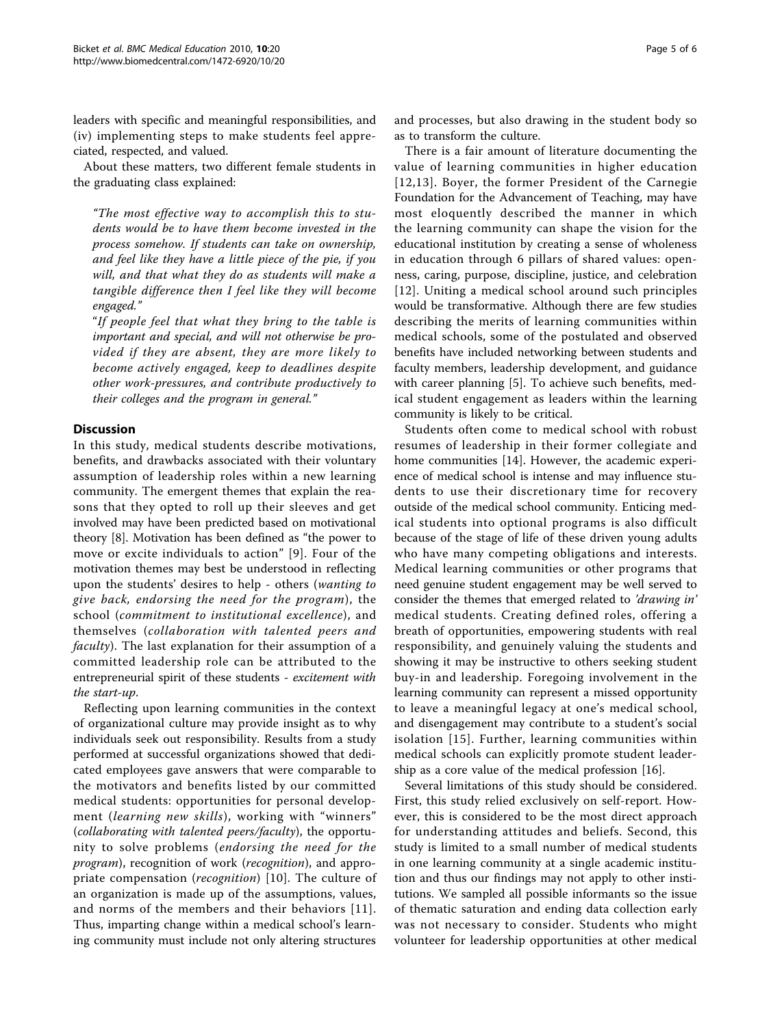leaders with specific and meaningful responsibilities, and (iv) implementing steps to make students feel appreciated, respected, and valued.

About these matters, two different female students in the graduating class explained:

> *"The most effective way to accomplish this to students would be to have them become invested in the process somehow. If students can take on ownership, and feel like they have a little piece of the pie, if you will, and that what they do as students will make a tangible difference then I feel like they will become engaged."*
>
> *"If people feel that what they bring to the table is important and special, and will not otherwise be provided if they are absent, they are more likely to become actively engaged, keep to deadlines despite other work-pressures, and contribute productively to their colleges and the program in general."*

## Discussion

In this study, medical students describe motivations, benefits, and drawbacks associated with their voluntary assumption of leadership roles within a new learning community. The emergent themes that explain the reasons that they opted to roll up their sleeves and get involved may have been predicted based on motivational theory [8]. Motivation has been defined as "the power to move or excite individuals to action" [9]. Four of the motivation themes may best be understood in reflecting upon the students' desires to help - others (*wanting to give back, endorsing the need for the program*), the school (*commitment to institutional excellence*), and themselves (*collaboration with talented peers and faculty*). The last explanation for their assumption of a committed leadership role can be attributed to the entrepreneurial spirit of these students - *excitement with the start-up*.

Reflecting upon learning communities in the context of organizational culture may provide insight as to why individuals seek out responsibility. Results from a study performed at successful organizations showed that dedicated employees gave answers that were comparable to the motivators and benefits listed by our committed medical students: opportunities for personal development (*learning new skills*), working with "winners" (*collaborating with talented peers/faculty*), the opportunity to solve problems (*endorsing the need for the program*), recognition of work (*recognition*), and appropriate compensation (*recognition*) [10]. The culture of an organization is made up of the assumptions, values, and norms of the members and their behaviors [11]. Thus, imparting change within a medical school's learning community must include not only altering structures and processes, but also drawing in the student body so as to transform the culture.

There is a fair amount of literature documenting the value of learning communities in higher education [12,13]. Boyer, the former President of the Carnegie Foundation for the Advancement of Teaching, may have most eloquently described the manner in which the learning community can shape the vision for the educational institution by creating a sense of wholeness in education through 6 pillars of shared values: openness, caring, purpose, discipline, justice, and celebration [12]. Uniting a medical school around such principles would be transformative. Although there are few studies describing the merits of learning communities within medical schools, some of the postulated and observed benefits have included networking between students and faculty members, leadership development, and guidance with career planning [5]. To achieve such benefits, medical student engagement as leaders within the learning community is likely to be critical.

Students often come to medical school with robust resumes of leadership in their former collegiate and home communities [14]. However, the academic experience of medical school is intense and may influence students to use their discretionary time for recovery outside of the medical school community. Enticing medical students into optional programs is also difficult because of the stage of life of these driven young adults who have many competing obligations and interests. Medical learning communities or other programs that need genuine student engagement may be well served to consider the themes that emerged related to *'drawing in'* medical students. Creating defined roles, offering a breath of opportunities, empowering students with real responsibility, and genuinely valuing the students and showing it may be instructive to others seeking student buy-in and leadership. Foregoing involvement in the learning community can represent a missed opportunity to leave a meaningful legacy at one's medical school, and disengagement may contribute to a student's social isolation [15]. Further, learning communities within medical schools can explicitly promote student leadership as a core value of the medical profession [16].

Several limitations of this study should be considered. First, this study relied exclusively on self-report. However, this is considered to be the most direct approach for understanding attitudes and beliefs. Second, this study is limited to a small number of medical students in one learning community at a single academic institution and thus our findings may not apply to other institutions. We sampled all possible informants so the issue of thematic saturation and ending data collection early was not necessary to consider. Students who might volunteer for leadership opportunities at other medical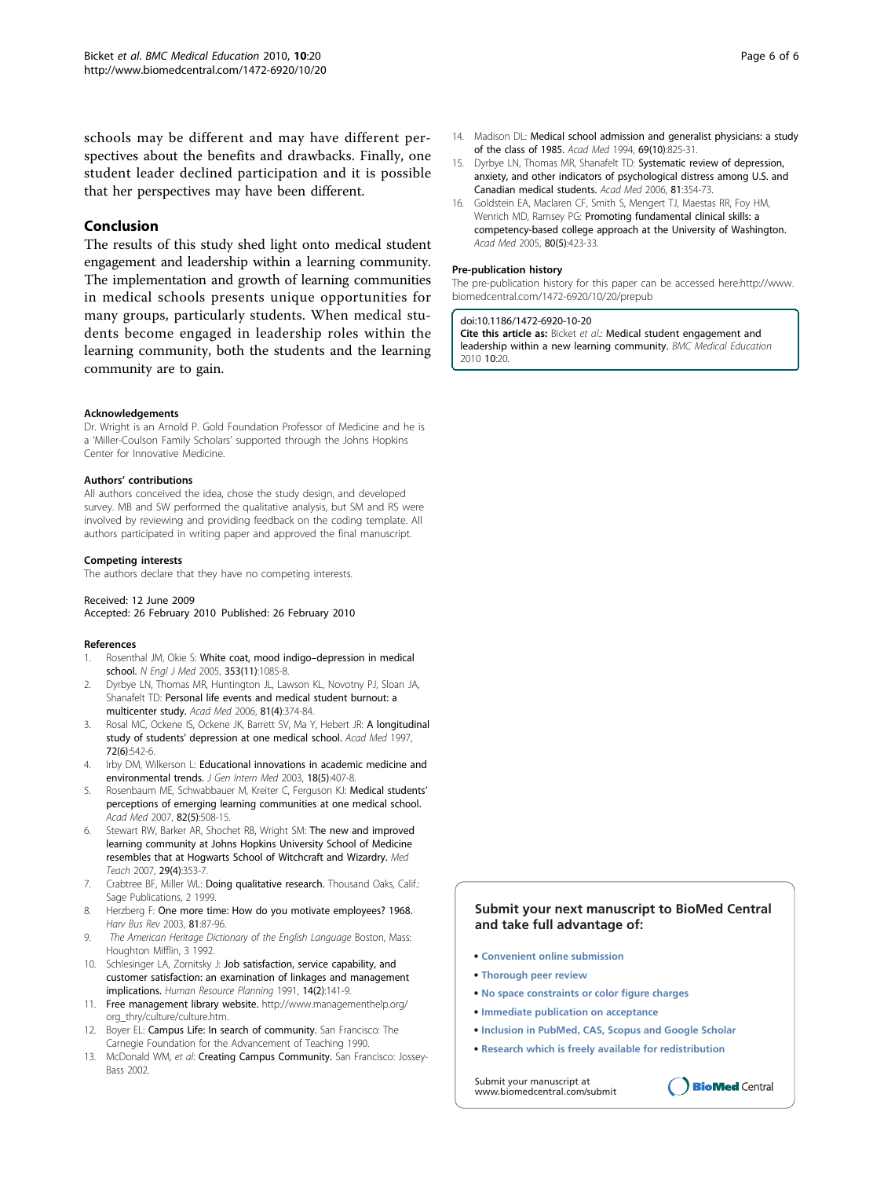schools may be different and may have different perspectives about the benefits and drawbacks. Finally, one student leader declined participation and it is possible that her perspectives may have been different.

## Conclusion

The results of this study shed light onto medical student engagement and leadership within a learning community. The implementation and growth of learning communities in medical schools presents unique opportunities for many groups, particularly students. When medical students become engaged in leadership roles within the learning community, both the students and the learning community are to gain.

#### Acknowledgements

Dr. Wright is an Arnold P. Gold Foundation Professor of Medicine and he is a 'Miller-Coulson Family Scholars' supported through the Johns Hopkins Center for Innovative Medicine.

#### Authors' contributions

All authors conceived the idea, chose the study design, and developed survey. MB and SW performed the qualitative analysis, but SM and RS were involved by reviewing and providing feedback on the coding template. All authors participated in writing paper and approved the final manuscript.

#### Competing interests

The authors declare that they have no competing interests.

Received: 12 June 2009
Accepted: 26 February 2010 Published: 26 February 2010

#### References

1. Rosenthal JM, Okie S: **White coat, mood indigo–depression in medical school.** *N Engl J Med* 2005, **353(11)**:1085-8.
2. Dyrbye LN, Thomas MR, Huntington JL, Lawson KL, Novotny PJ, Sloan JA, Shanafelt TD: **Personal life events and medical student burnout: a multicenter study.** *Acad Med* 2006, **81(4)**:374-84.
3. Rosal MC, Ockene IS, Ockene JK, Barrett SV, Ma Y, Hebert JR: **A longitudinal study of students' depression at one medical school.** *Acad Med* 1997, **72(6)**:542-6.
4. Irby DM, Wilkerson L: **Educational innovations in academic medicine and environmental trends.** *J Gen Intern Med* 2003, **18(5)**:407-8.
5. Rosenbaum ME, Schwabbauer M, Kreiter C, Ferguson KJ: **Medical students' perceptions of emerging learning communities at one medical school.** *Acad Med* 2007, **82(5)**:508-15.
6. Stewart RW, Barker AR, Shochet RB, Wright SM: **The new and improved learning community at Johns Hopkins University School of Medicine resembles that at Hogwarts School of Witchcraft and Wizardry.** *Med Teach* 2007, **29(4)**:353-7.
7. Crabtree BF, Miller WL: **Doing qualitative research.** Thousand Oaks, Calif.: Sage Publications, 2 1999.
8. Herzberg F: **One more time: How do you motivate employees? 1968.** *Harv Bus Rev* 2003, **81**:87-96.
9. *The American Heritage Dictionary of the English Language* Boston, Mass: Houghton Mifflin, 3 1992.
10. Schlesinger LA, Zornitsky J: **Job satisfaction, service capability, and customer satisfaction: an examination of linkages and management implications.** *Human Resource Planning* 1991, **14(2)**:141-9.
11. **Free management library website.** http://www.managementhelp.org/org_thry/culture/culture.htm.
12. Boyer EL: **Campus Life: In search of community.** San Francisco: The Carnegie Foundation for the Advancement of Teaching 1990.
13. McDonald WM, *et al*: **Creating Campus Community.** San Francisco: Jossey-Bass 2002.
14. Madison DL: **Medical school admission and generalist physicians: a study of the class of 1985.** *Acad Med* 1994, **69(10)**:825-31.
15. Dyrbye LN, Thomas MR, Shanafelt TD: **Systematic review of depression, anxiety, and other indicators of psychological distress among U.S. and Canadian medical students.** *Acad Med* 2006, **81**:354-73.
16. Goldstein EA, Maclaren CF, Smith S, Mengert TJ, Maestas RR, Foy HM, Wenrich MD, Ramsey PG: **Promoting fundamental clinical skills: a competency-based college approach at the University of Washington.** *Acad Med* 2005, **80(5)**:423-33.

#### Pre-publication history

The pre-publication history for this paper can be accessed here:http://www.biomedcentral.com/1472-6920/10/20/prepub

doi:10.1186/1472-6920-10-20
**Cite this article as:** Bicket *et al.*: Medical student engagement and leadership within a new learning community. *BMC Medical Education* 2010 **10**:20.

**Submit your next manuscript to BioMed Central and take full advantage of:**

- Convenient online submission
- Thorough peer review
- No space constraints or color figure charges
- Immediate publication on acceptance
- Inclusion in PubMed, CAS, Scopus and Google Scholar
- Research which is freely available for redistribution

Submit your manuscript at
www.biomedcentral.com/submit

BioMed Central